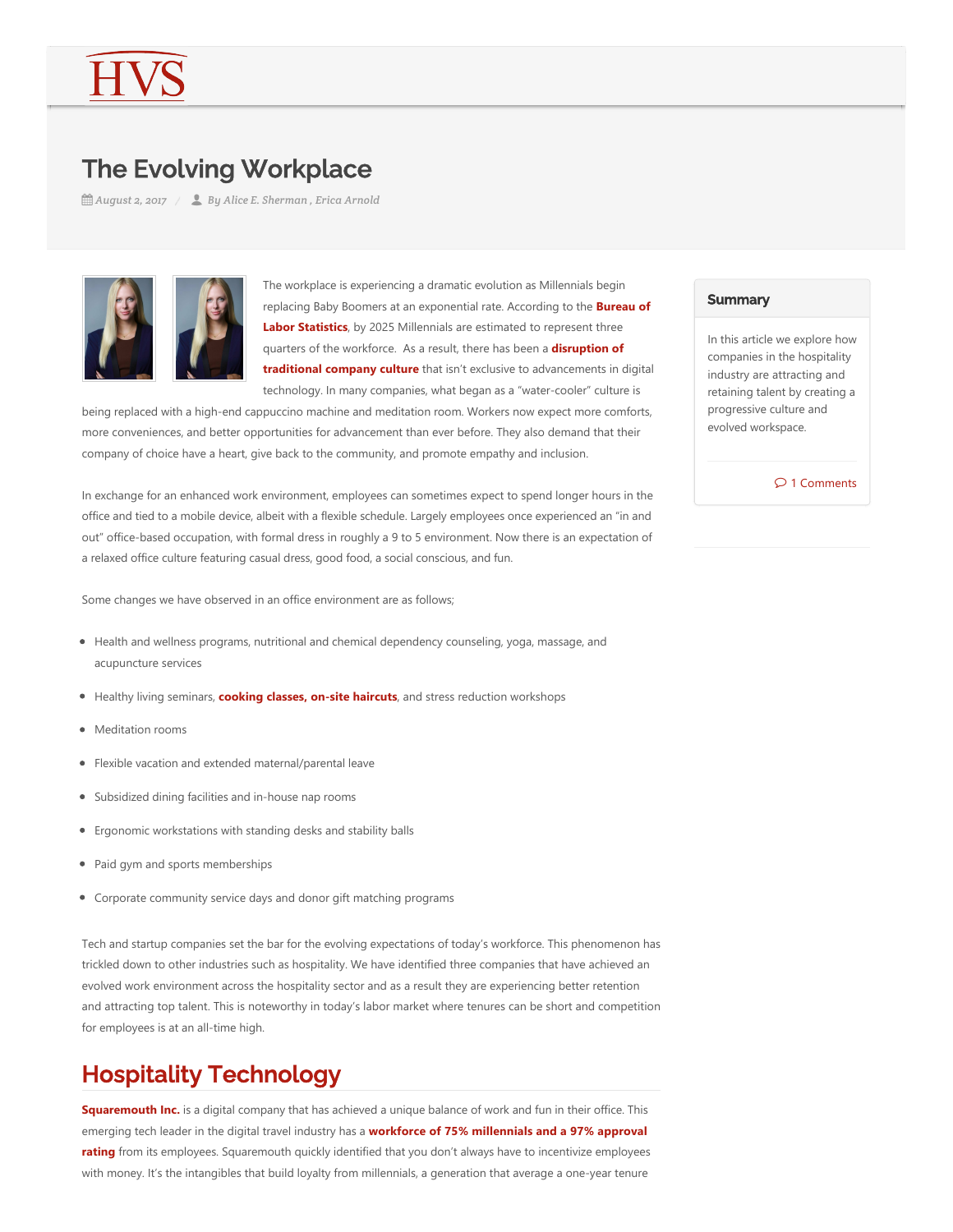# The Evolving Workplace

August 2, 2017 / By Alice E. Sherman , Erica Arnold

The workplace is experiencing a dramatic evolution as Millennials begin replacing Baby Boomers at an exponential rate. According to the **Bureau of Labor Statistics**, by 2025 Millennials are estimated to represent three quarters of the workforce. As a result, there has been a **disruption of traditional company culture** that isn't exclusive to advancements in digital technology. In many companies, what began as a "water-cooler" culture is being replaced with a high-end cappuccino machine and meditation room. Workers now expect more comforts, more conveniences, and better opportunities for advancement than ever before. They also demand that their company of choice have a heart, give back to the community, and promote empathy and inclusion.

In exchange for an enhanced work environment, employees can sometimes expect to spend longer hours in the office and tied to a mobile device, albeit with a flexible schedule. Largely employees once experienced an "in and out" office-based occupation, with formal dress in roughly a 9 to 5 environment. Now there is an expectation of a relaxed office culture featuring casual dress, good food, a social conscious, and fun.

Some changes we have observed in an office environment are as follows;

- Health and wellness programs, nutritional and chemical dependency counseling, yoga, massage, and acupuncture services
- Healthy living seminars, **cooking classes, on-site haircuts**, and stress reduction workshops
- Meditation rooms
- Flexible vacation and extended maternal/parental leave
- Subsidized dining facilities and in-house nap rooms
- Ergonomic workstations with standing desks and stability balls
- Paid gym and sports memberships
- Corporate community service days and donor gift matching programs

Tech and startup companies set the bar for the evolving expectations of today's workforce. This phenomenon has trickled down to other industries such as hospitality. We have identified three companies that have achieved an evolved work environment across the hospitality sector and as a result they are experiencing better retention and attracting top talent. This is noteworthy in today's labor market where tenures can be short and competition for employees is at an all-time high.

## Hospitality Technology

**Squaremouth Inc.** is a digital company that has achieved a unique balance of work and fun in their office. This emerging tech leader in the digital travel industry has a **workforce of 75% millennials and a 97% approval rating** from its employees. Squaremouth quickly identified that you don't always have to incentivize employees with money. It's the intangibles that build loyalty from millennials, a generation that average a one-year tenure

**Summary**

In this article we explore how companies in the hospitality industry are attracting and retaining talent by creating a progressive culture and evolved workspace.

1 Comments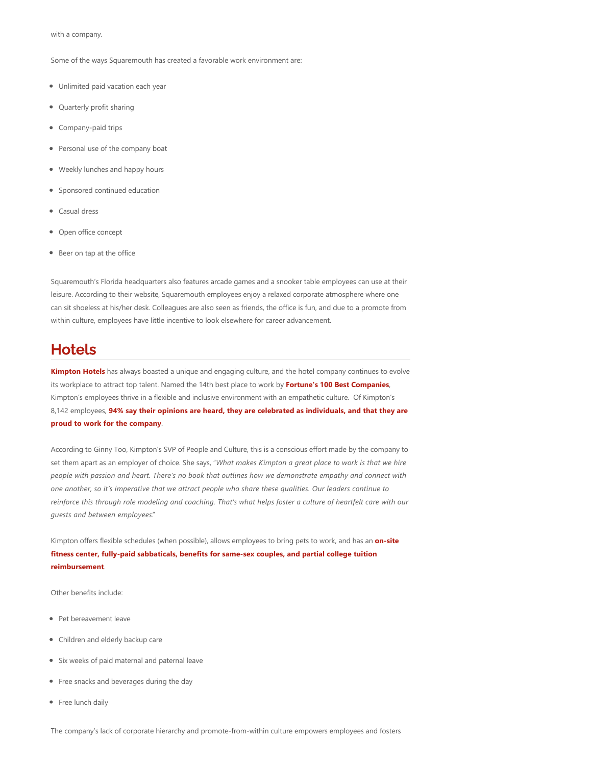with a company.

Some of the ways Squaremouth has created a favorable work environment are:

- Unlimited paid vacation each year
- Quarterly profit sharing
- Company-paid trips
- Personal use of the company boat
- Weekly lunches and happy hours
- Sponsored continued education
- Casual dress
- Open office concept
- Beer on tap at the office

Squaremouth's Florida headquarters also features arcade games and a snooker table employees can use at their leisure. According to their website, Squaremouth employees enjoy a relaxed corporate atmosphere where one can sit shoeless at his/her desk. Colleagues are also seen as friends, the office is fun, and due to a promote from within culture, employees have little incentive to look elsewhere for career advancement.

## Hotels

**Kimpton Hotels** has always boasted a unique and engaging culture, and the hotel company continues to evolve its workplace to attract top talent. Named the 14th best place to work by **Fortune's 100 Best Companies**, Kimpton's employees thrive in a flexible and inclusive environment with an empathetic culture. Of Kimpton's 8,142 employees, **94% say their opinions are heard, they are celebrated as individuals, and that they are proud to work for the company**.

According to Ginny Too, Kimpton's SVP of People and Culture, this is a conscious effort made by the company to set them apart as an employer of choice. She says, "*What makes Kimpton a great place to work is that we hire people with passion and heart. There's no book that outlines how we demonstrate empathy and connect with one another, so it's imperative that we attract people who share these qualities. Our leaders continue to reinforce this through role modeling and coaching. That's what helps foster a culture of heartfelt care with our guests and between employees.*"

Kimpton offers flexible schedules (when possible), allows employees to bring pets to work, and has an **on-site fitness center, fully-paid sabbaticals, benefits for same-sex couples, and partial college tuition reimbursement**.

Other benefits include:

- Pet bereavement leave
- Children and elderly backup care
- Six weeks of paid maternal and paternal leave
- Free snacks and beverages during the day
- Free lunch daily

The company's lack of corporate hierarchy and promote-from-within culture empowers employees and fosters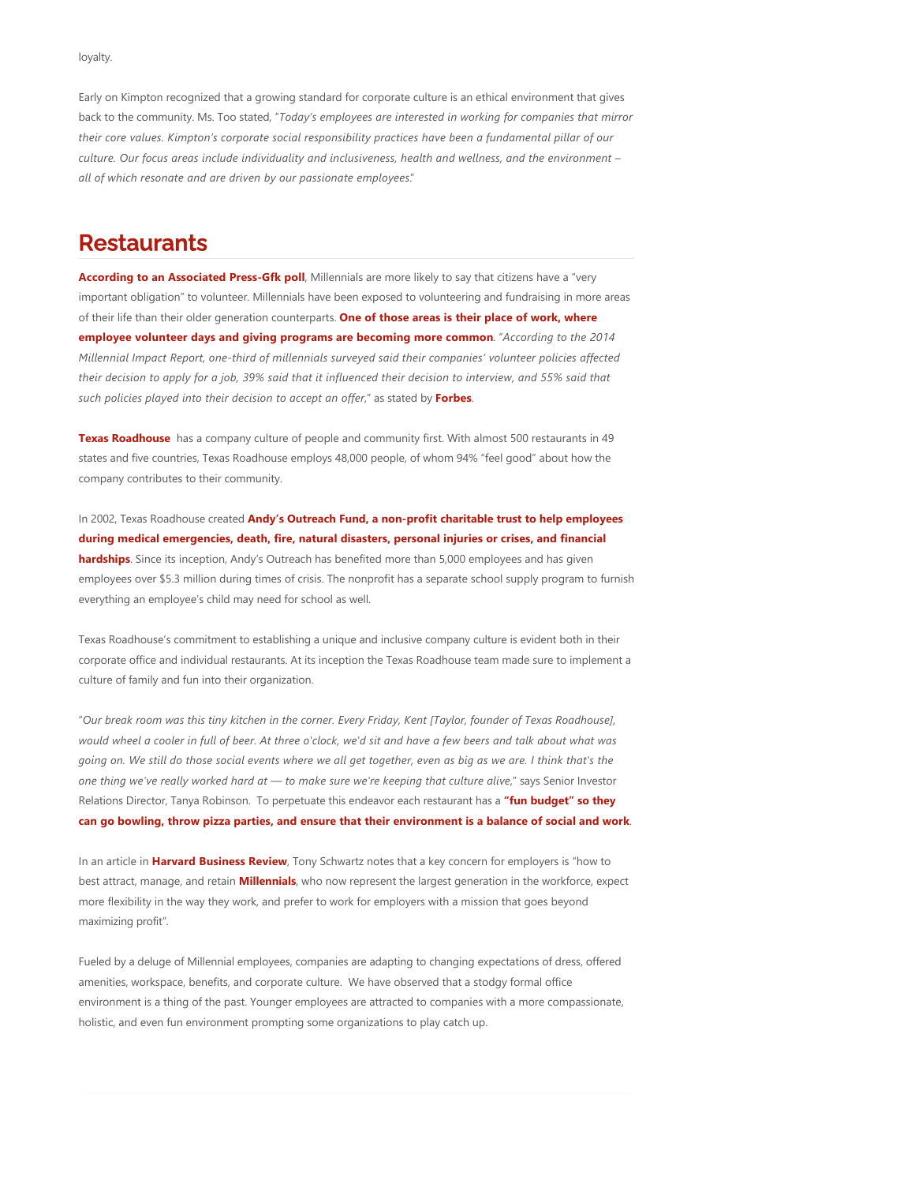loyalty.

Early on Kimpton recognized that a growing standard for corporate culture is an ethical environment that gives back to the community. Ms. Too stated, "*Today's employees are interested in working for companies that mirror their core values. Kimpton's corporate social responsibility practices have been a fundamental pillar of our culture. Our focus areas include individuality and inclusiveness, health and wellness, and the environment – all of which resonate and are driven by our passionate employees*."

## Restaurants

**According to an Associated Press-Gfk poll**, Millennials are more likely to say that citizens have a "very important obligation" to volunteer. Millennials have been exposed to volunteering and fundraising in more areas of their life than their older generation counterparts. **One of those areas is their place of work, where employee volunteer days and giving programs are becoming more common**. "*According to the 2014 Millennial Impact Report, one-third of millennials surveyed said their companies' volunteer policies affected their decision to apply for a job, 39% said that it influenced their decision to interview, and 55% said that such policies played into their decision to accept an offer*," as stated by **Forbes**.

**Texas Roadhouse** has a company culture of people and community first. With almost 500 restaurants in 49 states and five countries, Texas Roadhouse employs 48,000 people, of whom 94% "feel good" about how the company contributes to their community.

In 2002, Texas Roadhouse created **Andy's Outreach Fund, a non-profit charitable trust to help employees during medical emergencies, death, fire, natural disasters, personal injuries or crises, and financial hardships**. Since its inception, Andy's Outreach has benefited more than 5,000 employees and has given employees over $5.3 million during times of crisis. The nonprofit has a separate school supply program to furnish everything an employee's child may need for school as well.

Texas Roadhouse's commitment to establishing a unique and inclusive company culture is evident both in their corporate office and individual restaurants. At its inception the Texas Roadhouse team made sure to implement a culture of family and fun into their organization.

"*Our break room was this tiny kitchen in the corner. Every Friday, Kent [Taylor, founder of Texas Roadhouse], would wheel a cooler in full of beer. At three o'clock, we'd sit and have a few beers and talk about what was going on. We still do those social events where we all get together, even as big as we are. I think that's the one thing we've really worked hard at — to make sure we're keeping that culture alive*," says Senior Investor Relations Director, Tanya Robinson. To perpetuate this endeavor each restaurant has a **"fun budget" so they can go bowling, throw pizza parties, and ensure that their environment is a balance of social and work**.

In an article in **Harvard Business Review**, Tony Schwartz notes that a key concern for employers is "how to best attract, manage, and retain **Millennials**, who now represent the largest generation in the workforce, expect more flexibility in the way they work, and prefer to work for employers with a mission that goes beyond maximizing profit".

Fueled by a deluge of Millennial employees, companies are adapting to changing expectations of dress, offered amenities, workspace, benefits, and corporate culture. We have observed that a stodgy formal office environment is a thing of the past. Younger employees are attracted to companies with a more compassionate, holistic, and even fun environment prompting some organizations to play catch up.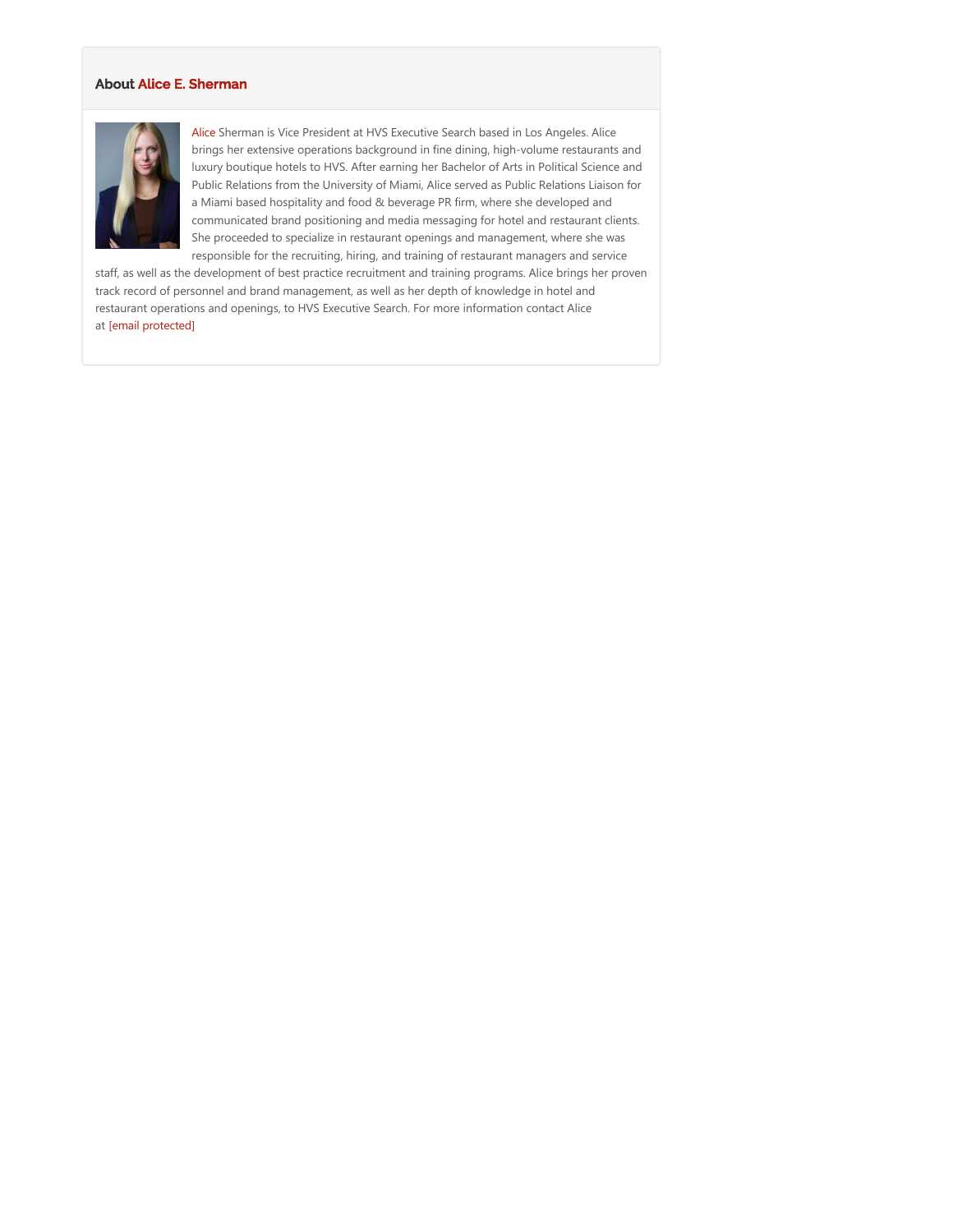### About Alice E. Sherman

Alice Sherman is Vice President at HVS Executive Search based in Los Angeles. Alice brings her extensive operations background in fine dining, high-volume restaurants and luxury boutique hotels to HVS. After earning her Bachelor of Arts in Political Science and Public Relations from the University of Miami, Alice served as Public Relations Liaison for a Miami based hospitality and food & beverage PR firm, where she developed and communicated brand positioning and media messaging for hotel and restaurant clients. She proceeded to specialize in restaurant openings and management, where she was responsible for the recruiting, hiring, and training of restaurant managers and service staff, as well as the development of best practice recruitment and training programs. Alice brings her proven track record of personnel and brand management, as well as her depth of knowledge in hotel and restaurant operations and openings, to HVS Executive Search. For more information contact Alice at [email protected]